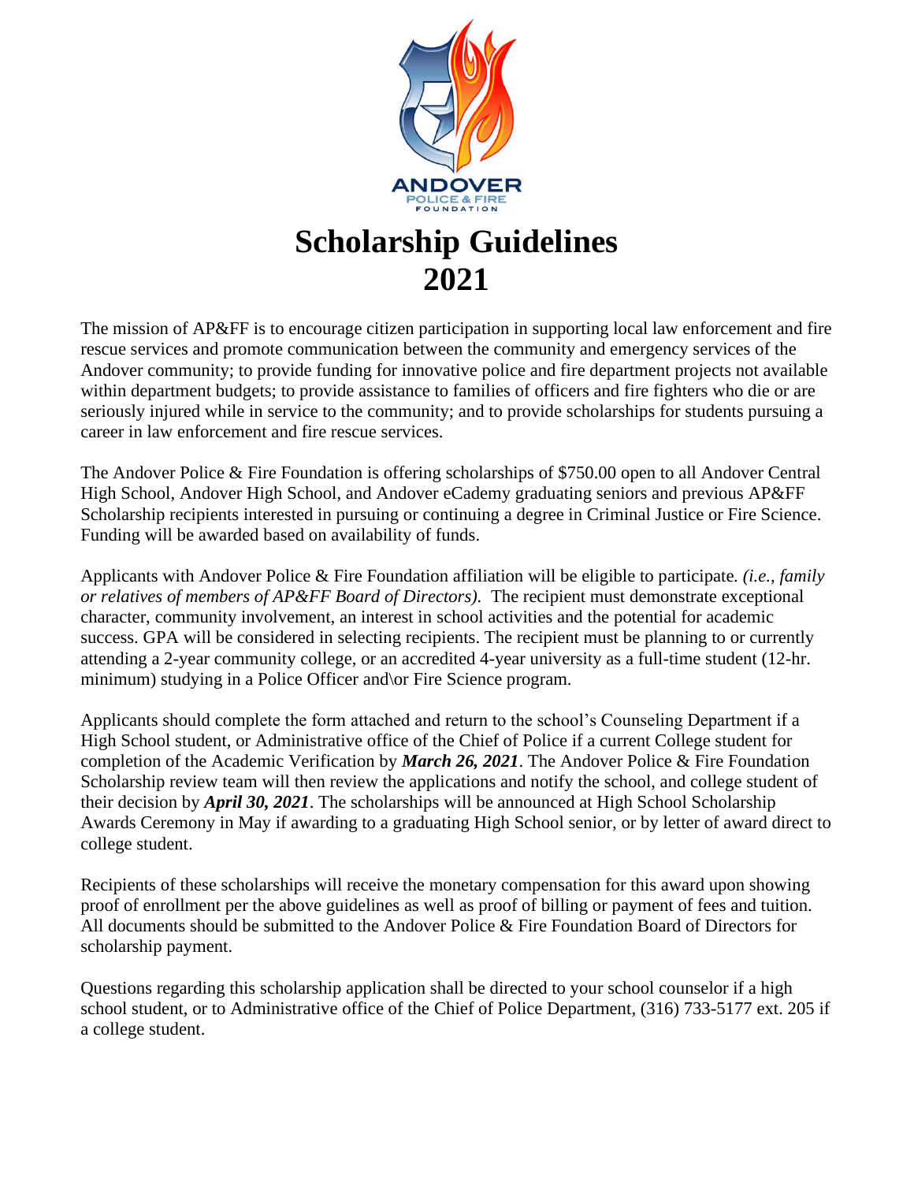ANDOVER
POLICE & FIRE
FOUNDATION

# Scholarship Guidelines 2021

The mission of AP&FF is to encourage citizen participation in supporting local law enforcement and fire rescue services and promote communication between the community and emergency services of the Andover community; to provide funding for innovative police and fire department projects not available within department budgets; to provide assistance to families of officers and fire fighters who die or are seriously injured while in service to the community; and to provide scholarships for students pursuing a career in law enforcement and fire rescue services.

The Andover Police & Fire Foundation is offering scholarships of $750.00 open to all Andover Central High School, Andover High School, and Andover eCademy graduating seniors and previous AP&FF Scholarship recipients interested in pursuing or continuing a degree in Criminal Justice or Fire Science. Funding will be awarded based on availability of funds.

Applicants with Andover Police & Fire Foundation affiliation will be eligible to participate. *(i.e., family or relatives of members of AP&FF Board of Directors).* The recipient must demonstrate exceptional character, community involvement, an interest in school activities and the potential for academic success. GPA will be considered in selecting recipients. The recipient must be planning to or currently attending a 2-year community college, or an accredited 4-year university as a full-time student (12-hr. minimum) studying in a Police Officer and\or Fire Science program.

Applicants should complete the form attached and return to the school's Counseling Department if a High School student, or Administrative office of the Chief of Police if a current College student for completion of the Academic Verification by ***March 26, 2021***. The Andover Police & Fire Foundation Scholarship review team will then review the applications and notify the school, and college student of their decision by ***April 30, 2021***. The scholarships will be announced at High School Scholarship Awards Ceremony in May if awarding to a graduating High School senior, or by letter of award direct to college student.

Recipients of these scholarships will receive the monetary compensation for this award upon showing proof of enrollment per the above guidelines as well as proof of billing or payment of fees and tuition. All documents should be submitted to the Andover Police & Fire Foundation Board of Directors for scholarship payment.

Questions regarding this scholarship application shall be directed to your school counselor if a high school student, or to Administrative office of the Chief of Police Department, (316) 733-5177 ext. 205 if a college student.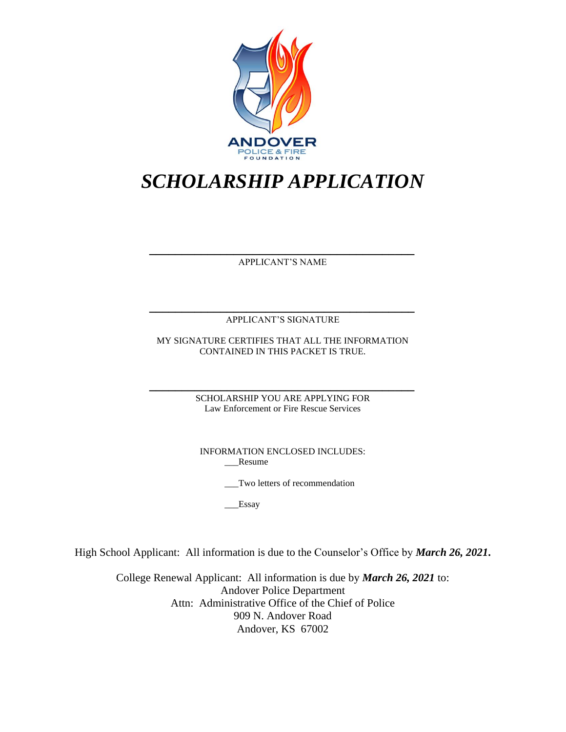ANDOVER
POLICE & FIRE
FOUNDATION

# *SCHOLARSHIP APPLICATION*

\_\_\_\_\_\_\_\_\_\_\_\_\_\_\_\_\_\_\_\_\_\_\_\_\_\_\_\_\_\_\_\_\_\_\_\_\_\_\_\_\_\_\_\_

APPLICANT'S NAME

\_\_\_\_\_\_\_\_\_\_\_\_\_\_\_\_\_\_\_\_\_\_\_\_\_\_\_\_\_\_\_\_\_\_\_\_\_\_\_\_\_\_\_\_

APPLICANT'S SIGNATURE

MY SIGNATURE CERTIFIES THAT ALL THE INFORMATION CONTAINED IN THIS PACKET IS TRUE.

\_\_\_\_\_\_\_\_\_\_\_\_\_\_\_\_\_\_\_\_\_\_\_\_\_\_\_\_\_\_\_\_\_\_\_\_\_\_\_\_\_\_\_\_

SCHOLARSHIP YOU ARE APPLYING FOR
Law Enforcement or Fire Rescue Services

INFORMATION ENCLOSED INCLUDES:

___Resume

___Two letters of recommendation

___Essay

High School Applicant: All information is due to the Counselor's Office by ***March 26, 2021.***

College Renewal Applicant: All information is due by ***March 26, 2021*** to:
Andover Police Department
Attn: Administrative Office of the Chief of Police
909 N. Andover Road
Andover, KS 67002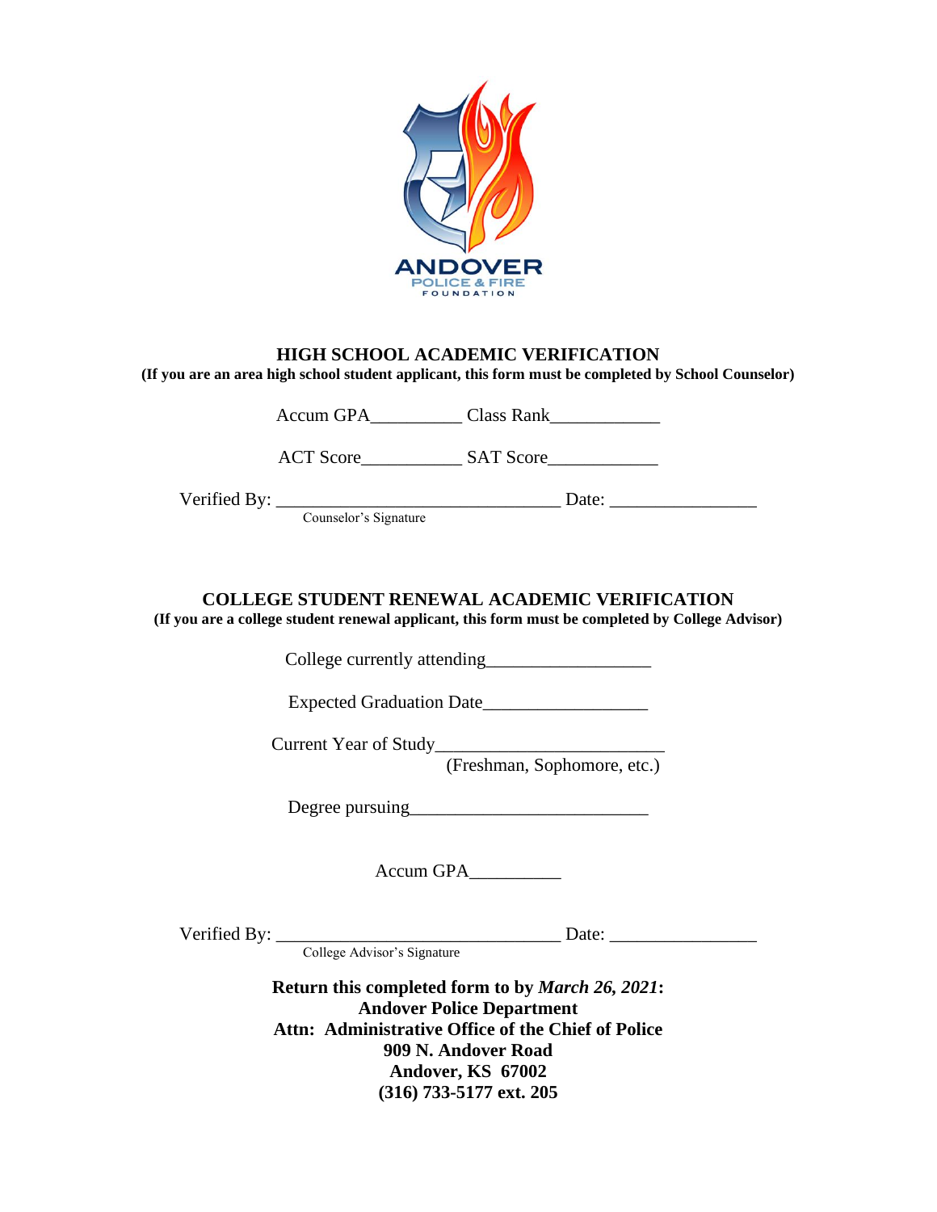ANDOVER
POLICE & FIRE
FOUNDATION

## HIGH SCHOOL ACADEMIC VERIFICATION

**(If you are an area high school student applicant, this form must be completed by School Counselor)**

Accum GPA__________ Class Rank____________

ACT Score___________ SAT Score____________

Verified By: ________________________________ Date: ________________
Counselor's Signature

## COLLEGE STUDENT RENEWAL ACADEMIC VERIFICATION

**(If you are a college student renewal applicant, this form must be completed by College Advisor)**

College currently attending__________________

Expected Graduation Date__________________

Current Year of Study_________________________
(Freshman, Sophomore, etc.)

Degree pursuing__________________________

Accum GPA__________

Verified By: ________________________________ Date: ________________
College Advisor's Signature

**Return this completed form to by *March 26, 2021*:**
**Andover Police Department**
**Attn: Administrative Office of the Chief of Police**
**909 N. Andover Road**
**Andover, KS 67002**
**(316) 733-5177 ext. 205**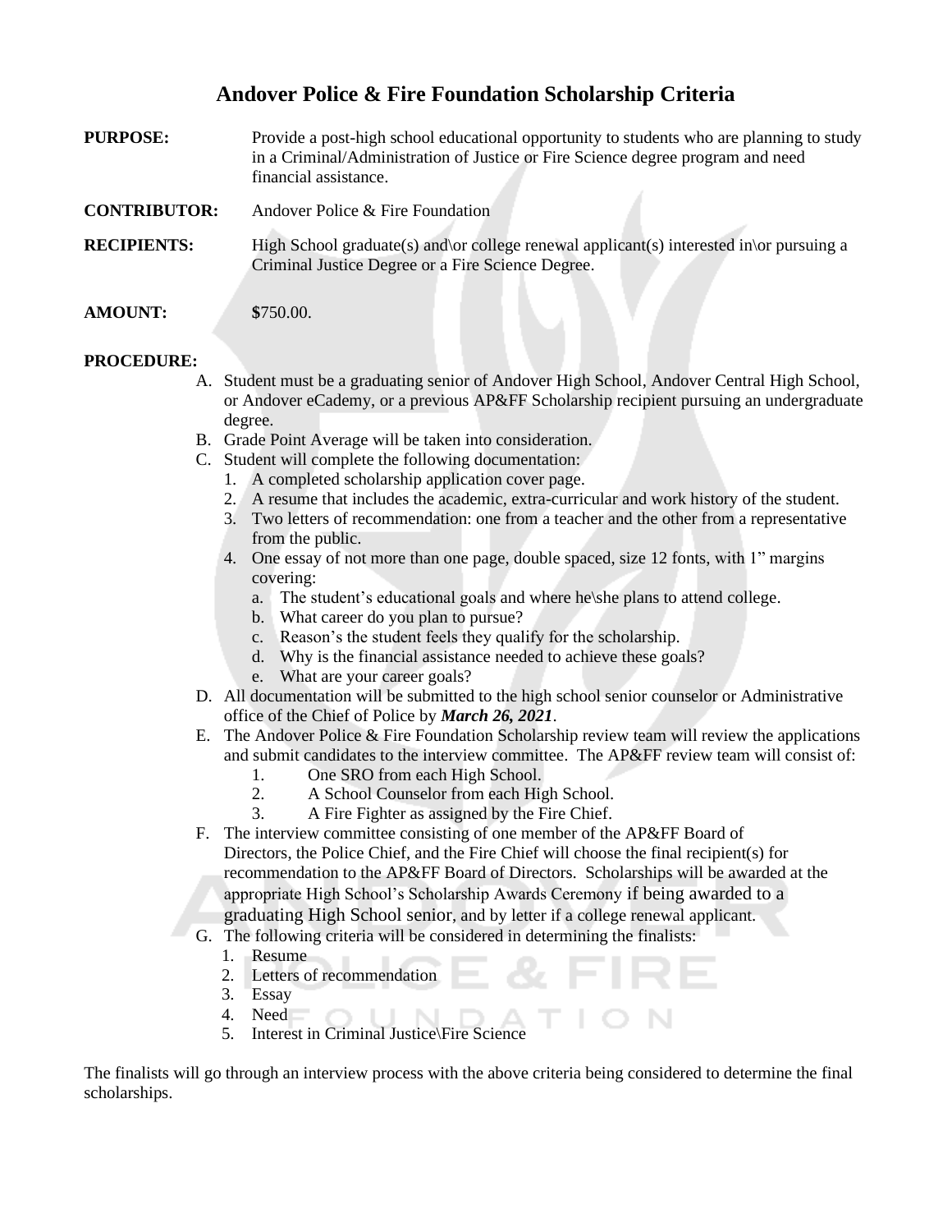# Andover Police & Fire Foundation Scholarship Criteria

**PURPOSE:** Provide a post-high school educational opportunity to students who are planning to study in a Criminal/Administration of Justice or Fire Science degree program and need financial assistance.

**CONTRIBUTOR:** Andover Police & Fire Foundation

**RECIPIENTS:** High School graduate(s) and\or college renewal applicant(s) interested in\or pursuing a Criminal Justice Degree or a Fire Science Degree.

**AMOUNT:** **$**750.00.

**PROCEDURE:**

A. Student must be a graduating senior of Andover High School, Andover Central High School, or Andover eCademy, or a previous AP&FF Scholarship recipient pursuing an undergraduate degree.
B. Grade Point Average will be taken into consideration.
C. Student will complete the following documentation:
   1. A completed scholarship application cover page.
   2. A resume that includes the academic, extra-curricular and work history of the student.
   3. Two letters of recommendation: one from a teacher and the other from a representative from the public.
   4. One essay of not more than one page, double spaced, size 12 fonts, with 1" margins covering:
      a. The student's educational goals and where he\she plans to attend college.
      b. What career do you plan to pursue?
      c. Reason's the student feels they qualify for the scholarship.
      d. Why is the financial assistance needed to achieve these goals?
      e. What are your career goals?
D. All documentation will be submitted to the high school senior counselor or Administrative office of the Chief of Police by ***March 26, 2021***.
E. The Andover Police & Fire Foundation Scholarship review team will review the applications and submit candidates to the interview committee. The AP&FF review team will consist of:
   1. One SRO from each High School.
   2. A School Counselor from each High School.
   3. A Fire Fighter as assigned by the Fire Chief.
F. The interview committee consisting of one member of the AP&FF Board of Directors, the Police Chief, and the Fire Chief will choose the final recipient(s) for recommendation to the AP&FF Board of Directors. Scholarships will be awarded at the appropriate High School's Scholarship Awards Ceremony if being awarded to a graduating High School senior, and by letter if a college renewal applicant.
G. The following criteria will be considered in determining the finalists:
   1. Resume
   2. Letters of recommendation
   3. Essay
   4. Need
   5. Interest in Criminal Justice\Fire Science

The finalists will go through an interview process with the above criteria being considered to determine the final scholarships.